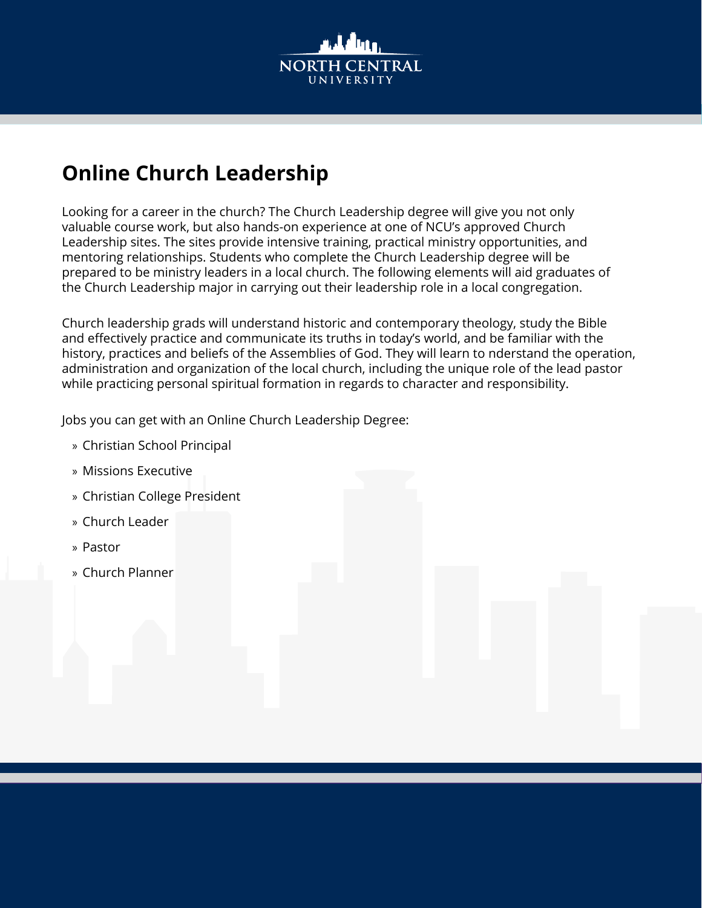# Online Church Leadership

Looking for a career in the church? The Church Leadership degree will give you not only valuable course work, but also hands-on experience at one of NCU's approved Church Leadership sites. The sites provide intensive training, practical ministry opportunities, and mentoring relationships. Students who complete the Church Leadership degree will be prepared to be ministry leaders in a local church. The following elements will aid graduates of the Church Leadership major in carrying out their leadership role in a local congregation.

Church leadership grads will understand historic and contemporary theology, study the Bible and effectively practice and communicate its truths in today's world, and be familiar with the history, practices and beliefs of the Assemblies of God. They will learn to nderstand the operation, administration and organization of the local church, including the unique role of the lead pastor while practicing personal spiritual formation in regards to character and responsibility.

Jobs you can get with an Online Church Leadership Degree:

- Christian School Principal
- Missions Executive
- Christian College President
- Church Leader
- Pastor
- Church Planner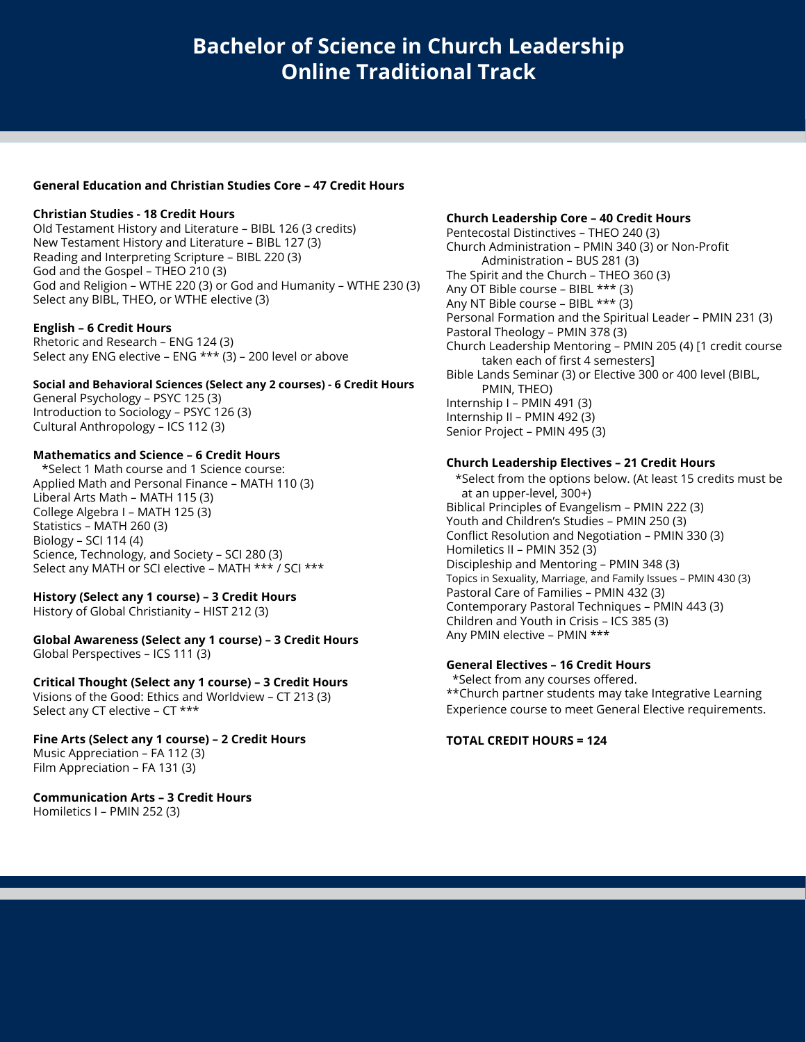# Bachelor of Science in Church Leadership
# Online Traditional Track

**General Education and Christian Studies Core – 47 Credit Hours**

**Christian Studies - 18 Credit Hours**
Old Testament History and Literature – BIBL 126 (3 credits)
New Testament History and Literature – BIBL 127 (3)
Reading and Interpreting Scripture – BIBL 220 (3)
God and the Gospel – THEO 210 (3)
God and Religion – WTHE 220 (3) or God and Humanity – WTHE 230 (3)
Select any BIBL, THEO, or WTHE elective (3)

**English – 6 Credit Hours**
Rhetoric and Research – ENG 124 (3)
Select any ENG elective – ENG *** (3) – 200 level or above

**Social and Behavioral Sciences (Select any 2 courses) - 6 Credit Hours**
General Psychology – PSYC 125 (3)
Introduction to Sociology – PSYC 126 (3)
Cultural Anthropology – ICS 112 (3)

**Mathematics and Science – 6 Credit Hours**
*Select 1 Math course and 1 Science course:
Applied Math and Personal Finance – MATH 110 (3)
Liberal Arts Math – MATH 115 (3)
College Algebra I – MATH 125 (3)
Statistics – MATH 260 (3)
Biology – SCI 114 (4)
Science, Technology, and Society – SCI 280 (3)
Select any MATH or SCI elective – MATH *** / SCI ***

**History (Select any 1 course) – 3 Credit Hours**
History of Global Christianity – HIST 212 (3)

**Global Awareness (Select any 1 course) – 3 Credit Hours**
Global Perspectives – ICS 111 (3)

**Critical Thought (Select any 1 course) – 3 Credit Hours**
Visions of the Good: Ethics and Worldview – CT 213 (3)
Select any CT elective – CT ***

**Fine Arts (Select any 1 course) – 2 Credit Hours**
Music Appreciation – FA 112 (3)
Film Appreciation – FA 131 (3)

**Communication Arts – 3 Credit Hours**
Homiletics I – PMIN 252 (3)

**Church Leadership Core – 40 Credit Hours**
Pentecostal Distinctives – THEO 240 (3)
Church Administration – PMIN 340 (3) or Non-Profit Administration – BUS 281 (3)
The Spirit and the Church – THEO 360 (3)
Any OT Bible course – BIBL *** (3)
Any NT Bible course – BIBL *** (3)
Personal Formation and the Spiritual Leader – PMIN 231 (3)
Pastoral Theology – PMIN 378 (3)
Church Leadership Mentoring – PMIN 205 (4) [1 credit course taken each of first 4 semesters]
Bible Lands Seminar (3) or Elective 300 or 400 level (BIBL, PMIN, THEO)
Internship I – PMIN 491 (3)
Internship II – PMIN 492 (3)
Senior Project – PMIN 495 (3)

**Church Leadership Electives – 21 Credit Hours**
*Select from the options below. (At least 15 credits must be at an upper-level, 300+)
Biblical Principles of Evangelism – PMIN 222 (3)
Youth and Children's Studies – PMIN 250 (3)
Conflict Resolution and Negotiation – PMIN 330 (3)
Homiletics II – PMIN 352 (3)
Discipleship and Mentoring – PMIN 348 (3)
Topics in Sexuality, Marriage, and Family Issues – PMIN 430 (3)
Pastoral Care of Families – PMIN 432 (3)
Contemporary Pastoral Techniques – PMIN 443 (3)
Children and Youth in Crisis – ICS 385 (3)
Any PMIN elective – PMIN ***

**General Electives – 16 Credit Hours**
*Select from any courses offered.
**Church partner students may take Integrative Learning Experience course to meet General Elective requirements.

**TOTAL CREDIT HOURS = 124**